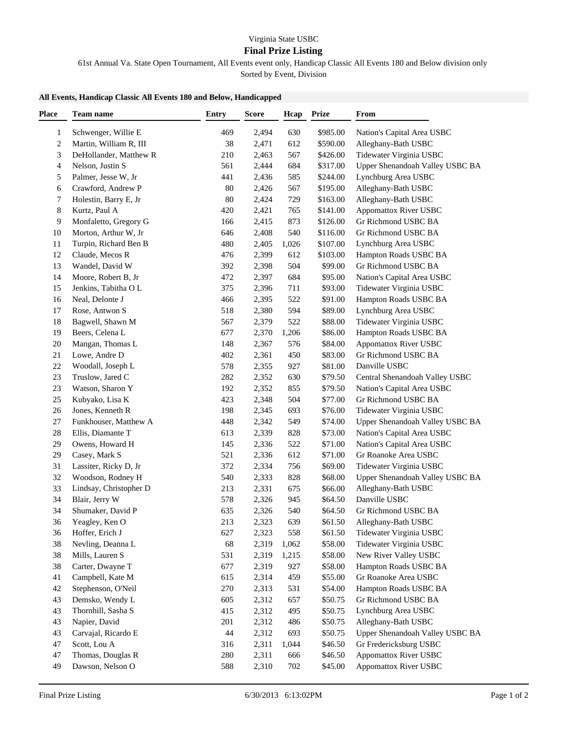Virginia State USBC

# Final Prize Listing

61st Annual Va. State Open Tournament, All Events event only, Handicap Classic All Events 180 and Below division only

Sorted by Event, Division

### All Events, Handicap Classic All Events 180 and Below, Handicapped

| Place | Team name | Entry | Score | Hcap | Prize | From |
|---|---|---|---|---|---|---|
| 1 | Schwenger, Willie E | 469 | 2,494 | 630 | $985.00 | Nation's Capital Area USBC |
| 2 | Martin, William R, III | 38 | 2,471 | 612 | $590.00 | Alleghany-Bath USBC |
| 3 | DeHollander, Matthew R | 210 | 2,463 | 567 | $426.00 | Tidewater Virginia USBC |
| 4 | Nelson, Justin S | 561 | 2,444 | 684 | $317.00 | Upper Shenandoah Valley USBC BA |
| 5 | Palmer, Jesse W, Jr | 441 | 2,436 | 585 | $244.00 | Lynchburg Area USBC |
| 6 | Crawford, Andrew P | 80 | 2,426 | 567 | $195.00 | Alleghany-Bath USBC |
| 7 | Holestin, Barry E, Jr | 80 | 2,424 | 729 | $163.00 | Alleghany-Bath USBC |
| 8 | Kurtz, Paul A | 420 | 2,421 | 765 | $141.00 | Appomattox River USBC |
| 9 | Monfaletto, Gregory G | 166 | 2,415 | 873 | $126.00 | Gr Richmond USBC BA |
| 10 | Morton, Arthur W, Jr | 646 | 2,408 | 540 | $116.00 | Gr Richmond USBC BA |
| 11 | Turpin, Richard Ben B | 480 | 2,405 | 1,026 | $107.00 | Lynchburg Area USBC |
| 12 | Claude, Mecos R | 476 | 2,399 | 612 | $103.00 | Hampton Roads USBC BA |
| 13 | Wandel, David W | 392 | 2,398 | 504 | $99.00 | Gr Richmond USBC BA |
| 14 | Moore, Robert B, Jr | 472 | 2,397 | 684 | $95.00 | Nation's Capital Area USBC |
| 15 | Jenkins, Tabitha O L | 375 | 2,396 | 711 | $93.00 | Tidewater Virginia USBC |
| 16 | Neal, Delonte J | 466 | 2,395 | 522 | $91.00 | Hampton Roads USBC BA |
| 17 | Rose, Antwon S | 518 | 2,380 | 594 | $89.00 | Lynchburg Area USBC |
| 18 | Bagwell, Shawn M | 567 | 2,379 | 522 | $88.00 | Tidewater Virginia USBC |
| 19 | Beers, Celena L | 677 | 2,370 | 1,206 | $86.00 | Hampton Roads USBC BA |
| 20 | Mangan, Thomas L | 148 | 2,367 | 576 | $84.00 | Appomattox River USBC |
| 21 | Lowe, Andre D | 402 | 2,361 | 450 | $83.00 | Gr Richmond USBC BA |
| 22 | Woodall, Joseph L | 578 | 2,355 | 927 | $81.00 | Danville USBC |
| 23 | Truslow, Jared C | 282 | 2,352 | 630 | $79.50 | Central Shenandoah Valley USBC |
| 23 | Watson, Sharon Y | 192 | 2,352 | 855 | $79.50 | Nation's Capital Area USBC |
| 25 | Kubyako, Lisa K | 423 | 2,348 | 504 | $77.00 | Gr Richmond USBC BA |
| 26 | Jones, Kenneth R | 198 | 2,345 | 693 | $76.00 | Tidewater Virginia USBC |
| 27 | Funkhouser, Matthew A | 448 | 2,342 | 549 | $74.00 | Upper Shenandoah Valley USBC BA |
| 28 | Ellis, Diamante T | 613 | 2,339 | 828 | $73.00 | Nation's Capital Area USBC |
| 29 | Owens, Howard H | 145 | 2,336 | 522 | $71.00 | Nation's Capital Area USBC |
| 29 | Casey, Mark S | 521 | 2,336 | 612 | $71.00 | Gr Roanoke Area USBC |
| 31 | Lassiter, Ricky D, Jr | 372 | 2,334 | 756 | $69.00 | Tidewater Virginia USBC |
| 32 | Woodson, Rodney H | 540 | 2,333 | 828 | $68.00 | Upper Shenandoah Valley USBC BA |
| 33 | Lindsay, Christopher D | 213 | 2,331 | 675 | $66.00 | Alleghany-Bath USBC |
| 34 | Blair, Jerry W | 578 | 2,326 | 945 | $64.50 | Danville USBC |
| 34 | Shumaker, David P | 635 | 2,326 | 540 | $64.50 | Gr Richmond USBC BA |
| 36 | Yeagley, Ken O | 213 | 2,323 | 639 | $61.50 | Alleghany-Bath USBC |
| 36 | Hoffer, Erich J | 627 | 2,323 | 558 | $61.50 | Tidewater Virginia USBC |
| 38 | Nevling, Deanna L | 68 | 2,319 | 1,062 | $58.00 | Tidewater Virginia USBC |
| 38 | Mills, Lauren S | 531 | 2,319 | 1,215 | $58.00 | New River Valley USBC |
| 38 | Carter, Dwayne T | 677 | 2,319 | 927 | $58.00 | Hampton Roads USBC BA |
| 41 | Campbell, Kate M | 615 | 2,314 | 459 | $55.00 | Gr Roanoke Area USBC |
| 42 | Stephenson, O'Neil | 270 | 2,313 | 531 | $54.00 | Hampton Roads USBC BA |
| 43 | Demsko, Wendy L | 605 | 2,312 | 657 | $50.75 | Gr Richmond USBC BA |
| 43 | Thornhill, Sasha S | 415 | 2,312 | 495 | $50.75 | Lynchburg Area USBC |
| 43 | Napier, David | 201 | 2,312 | 486 | $50.75 | Alleghany-Bath USBC |
| 43 | Carvajal, Ricardo E | 44 | 2,312 | 693 | $50.75 | Upper Shenandoah Valley USBC BA |
| 47 | Scott, Lou A | 316 | 2,311 | 1,044 | $46.50 | Gr Fredericksburg USBC |
| 47 | Thomas, Douglas R | 280 | 2,311 | 666 | $46.50 | Appomattox River USBC |
| 49 | Dawson, Nelson O | 588 | 2,310 | 702 | $45.00 | Appomattox River USBC |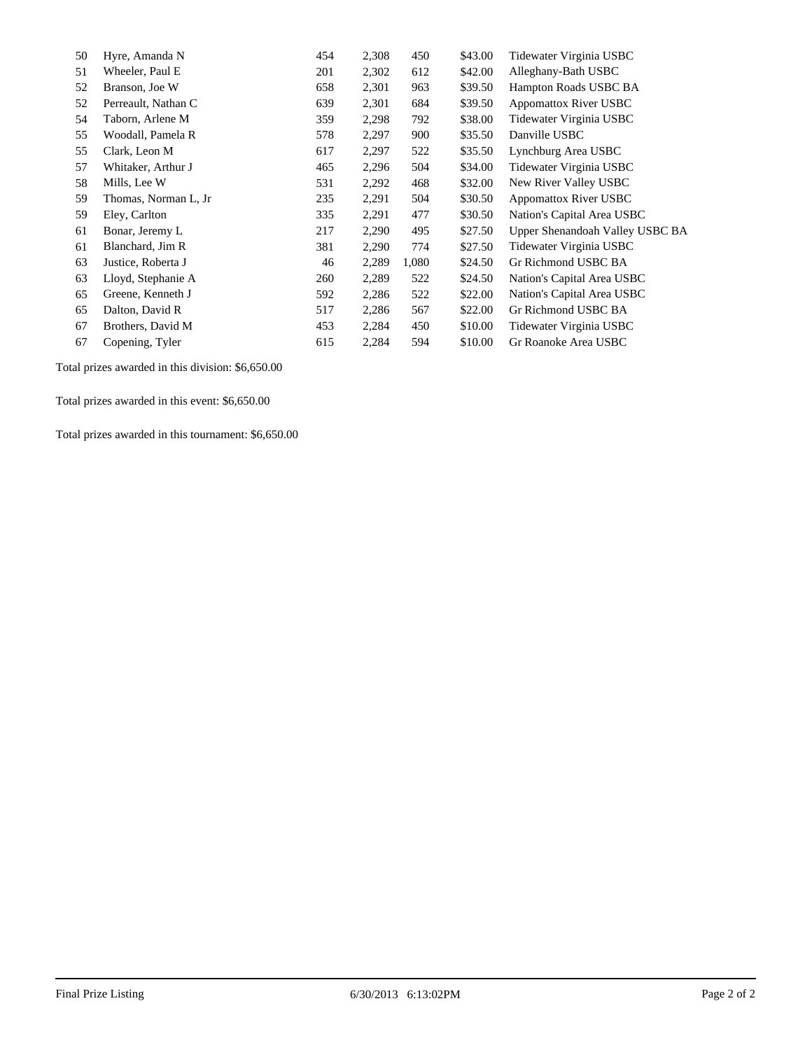| | | | | | | |
|---|---|---|---|---|---|---|
| 50 | Hyre, Amanda N | 454 | 2,308 | 450 | $43.00 | Tidewater Virginia USBC |
| 51 | Wheeler, Paul E | 201 | 2,302 | 612 | $42.00 | Alleghany-Bath USBC |
| 52 | Branson, Joe W | 658 | 2,301 | 963 | $39.50 | Hampton Roads USBC BA |
| 52 | Perreault, Nathan C | 639 | 2,301 | 684 | $39.50 | Appomattox River USBC |
| 54 | Taborn, Arlene M | 359 | 2,298 | 792 | $38.00 | Tidewater Virginia USBC |
| 55 | Woodall, Pamela R | 578 | 2,297 | 900 | $35.50 | Danville USBC |
| 55 | Clark, Leon M | 617 | 2,297 | 522 | $35.50 | Lynchburg Area USBC |
| 57 | Whitaker, Arthur J | 465 | 2,296 | 504 | $34.00 | Tidewater Virginia USBC |
| 58 | Mills, Lee W | 531 | 2,292 | 468 | $32.00 | New River Valley USBC |
| 59 | Thomas, Norman L, Jr | 235 | 2,291 | 504 | $30.50 | Appomattox River USBC |
| 59 | Eley, Carlton | 335 | 2,291 | 477 | $30.50 | Nation's Capital Area USBC |
| 61 | Bonar, Jeremy L | 217 | 2,290 | 495 | $27.50 | Upper Shenandoah Valley USBC BA |
| 61 | Blanchard, Jim R | 381 | 2,290 | 774 | $27.50 | Tidewater Virginia USBC |
| 63 | Justice, Roberta J | 46 | 2,289 | 1,080 | $24.50 | Gr Richmond USBC BA |
| 63 | Lloyd, Stephanie A | 260 | 2,289 | 522 | $24.50 | Nation's Capital Area USBC |
| 65 | Greene, Kenneth J | 592 | 2,286 | 522 | $22.00 | Nation's Capital Area USBC |
| 65 | Dalton, David R | 517 | 2,286 | 567 | $22.00 | Gr Richmond USBC BA |
| 67 | Brothers, David M | 453 | 2,284 | 450 | $10.00 | Tidewater Virginia USBC |
| 67 | Copening, Tyler | 615 | 2,284 | 594 | $10.00 | Gr Roanoke Area USBC |

Total prizes awarded in this division: $6,650.00

Total prizes awarded in this event: $6,650.00

Total prizes awarded in this tournament: $6,650.00